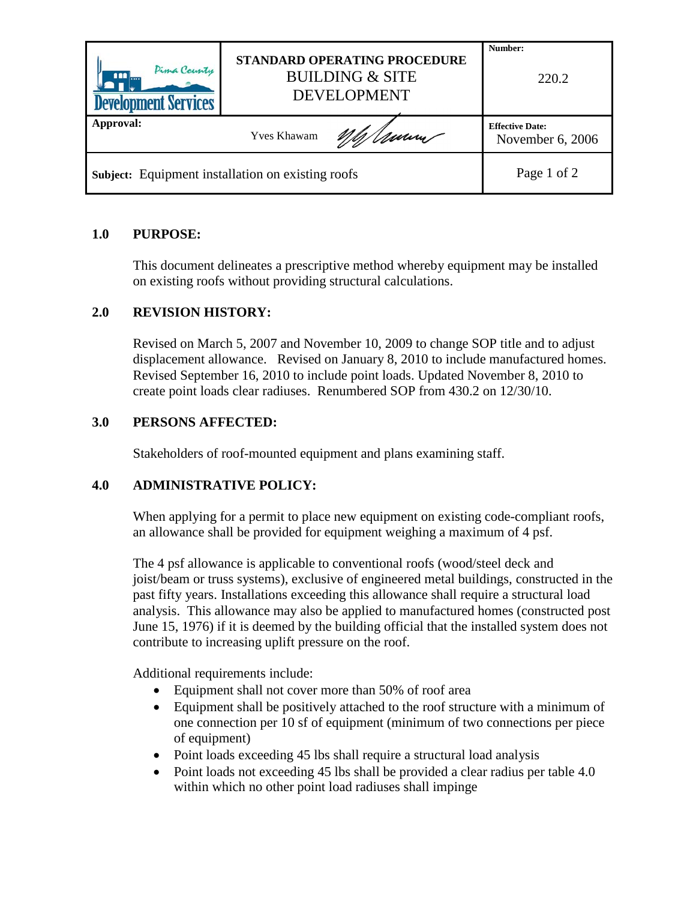| Pima County Development Services | STANDARD OPERATING PROCEDURE BUILDING & SITE DEVELOPMENT | **Number:** 220.2 |
|---|---|---|
| **Approval:** Yves Khawam | | **Effective Date:** November 6, 2006 |
| **Subject:** Equipment installation on existing roofs | | |

## 1.0 PURPOSE:

This document delineates a prescriptive method whereby equipment may be installed on existing roofs without providing structural calculations.

## 2.0 REVISION HISTORY:

Revised on March 5, 2007 and November 10, 2009 to change SOP title and to adjust displacement allowance. Revised on January 8, 2010 to include manufactured homes. Revised September 16, 2010 to include point loads. Updated November 8, 2010 to create point loads clear radiuses. Renumbered SOP from 430.2 on 12/30/10.

## 3.0 PERSONS AFFECTED:

Stakeholders of roof-mounted equipment and plans examining staff.

## 4.0 ADMINISTRATIVE POLICY:

When applying for a permit to place new equipment on existing code-compliant roofs, an allowance shall be provided for equipment weighing a maximum of 4 psf.

The 4 psf allowance is applicable to conventional roofs (wood/steel deck and joist/beam or truss systems), exclusive of engineered metal buildings, constructed in the past fifty years. Installations exceeding this allowance shall require a structural load analysis. This allowance may also be applied to manufactured homes (constructed post June 15, 1976) if it is deemed by the building official that the installed system does not contribute to increasing uplift pressure on the roof.

Additional requirements include:

- Equipment shall not cover more than 50% of roof area
- Equipment shall be positively attached to the roof structure with a minimum of one connection per 10 sf of equipment (minimum of two connections per piece of equipment)
- Point loads exceeding 45 lbs shall require a structural load analysis
- Point loads not exceeding 45 lbs shall be provided a clear radius per table 4.0 within which no other point load radiuses shall impinge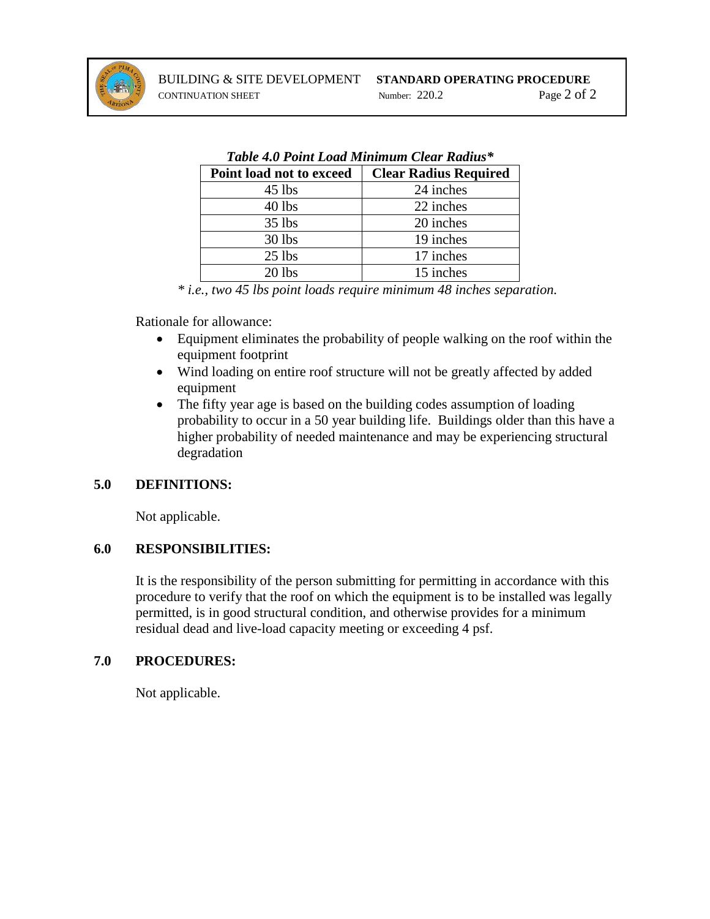*Table 4.0 Point Load Minimum Clear Radius**

| Point load not to exceed | Clear Radius Required |
|---|---|
| 45 lbs | 24 inches |
| 40 lbs | 22 inches |
| 35 lbs | 20 inches |
| 30 lbs | 19 inches |
| 25 lbs | 17 inches |
| 20 lbs | 15 inches |

** i.e., two 45 lbs point loads require minimum 48 inches separation.*

Rationale for allowance:

- Equipment eliminates the probability of people walking on the roof within the equipment footprint
- Wind loading on entire roof structure will not be greatly affected by added equipment
- The fifty year age is based on the building codes assumption of loading probability to occur in a 50 year building life. Buildings older than this have a higher probability of needed maintenance and may be experiencing structural degradation

## 5.0 DEFINITIONS:

Not applicable.

## 6.0 RESPONSIBILITIES:

It is the responsibility of the person submitting for permitting in accordance with this procedure to verify that the roof on which the equipment is to be installed was legally permitted, is in good structural condition, and otherwise provides for a minimum residual dead and live-load capacity meeting or exceeding 4 psf.

## 7.0 PROCEDURES:

Not applicable.